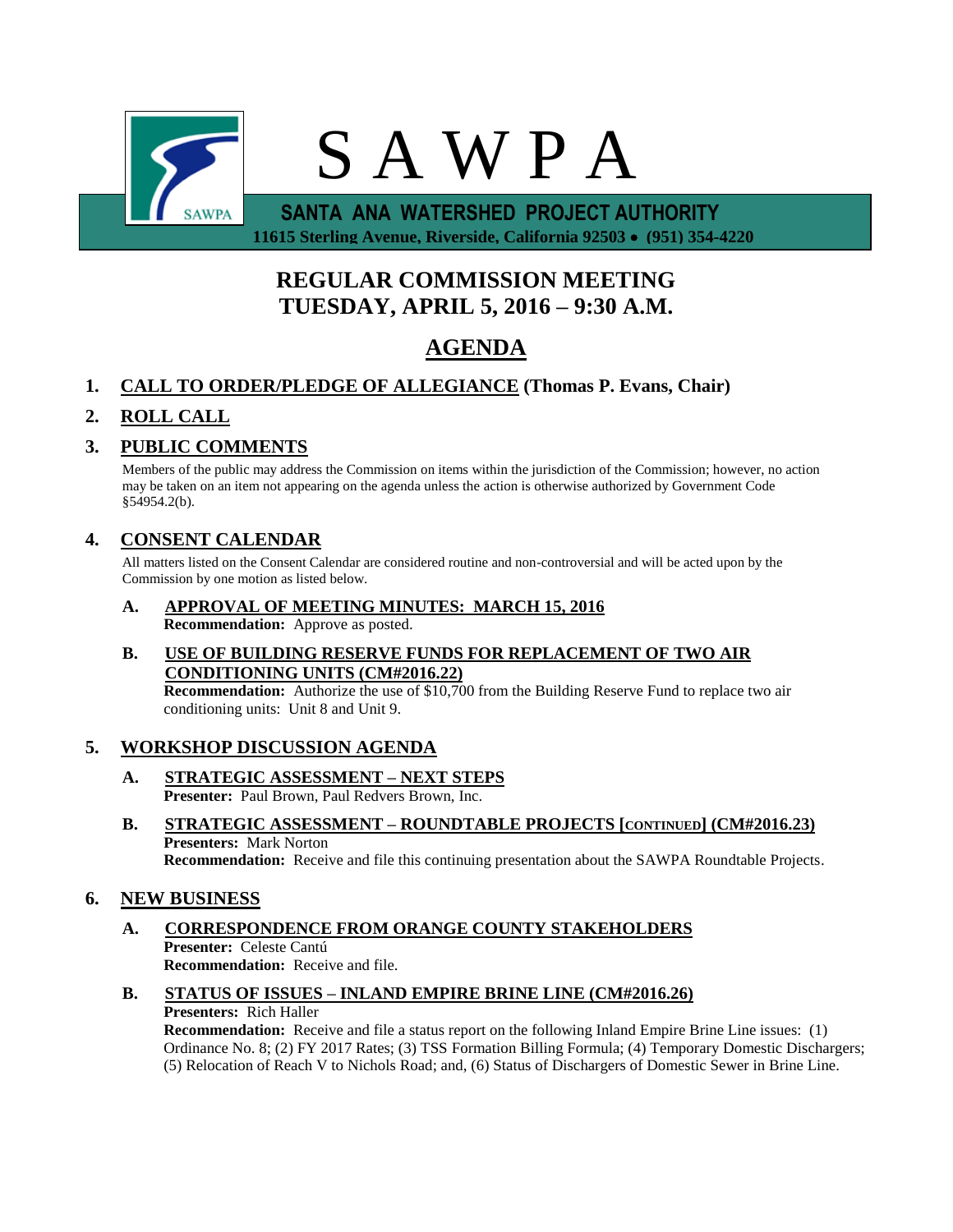# S A W P A

**SANTA ANA WATERSHED PROJECT AUTHORITY**

**11615 Sterling Avenue, Riverside, California 92503 • (951) 354-4220**

## REGULAR COMMISSION MEETING
## TUESDAY, APRIL 5, 2016 – 9:30 A.M.

## AGENDA

**1. CALL TO ORDER/PLEDGE OF ALLEGIANCE (Thomas P. Evans, Chair)**

**2. ROLL CALL**

**3. PUBLIC COMMENTS**

Members of the public may address the Commission on items within the jurisdiction of the Commission; however, no action may be taken on an item not appearing on the agenda unless the action is otherwise authorized by Government Code §54954.2(b).

**4. CONSENT CALENDAR**

All matters listed on the Consent Calendar are considered routine and non-controversial and will be acted upon by the Commission by one motion as listed below.

**A. APPROVAL OF MEETING MINUTES: MARCH 15, 2016**
**Recommendation:** Approve as posted.

**B. USE OF BUILDING RESERVE FUNDS FOR REPLACEMENT OF TWO AIR CONDITIONING UNITS (CM#2016.22)**
**Recommendation:** Authorize the use of $10,700 from the Building Reserve Fund to replace two air conditioning units: Unit 8 and Unit 9.

**5. WORKSHOP DISCUSSION AGENDA**

**A. STRATEGIC ASSESSMENT – NEXT STEPS**
**Presenter:** Paul Brown, Paul Redvers Brown, Inc.

**B. STRATEGIC ASSESSMENT – ROUNDTABLE PROJECTS [CONTINUED] (CM#2016.23)**
**Presenters:** Mark Norton
**Recommendation:** Receive and file this continuing presentation about the SAWPA Roundtable Projects.

**6. NEW BUSINESS**

**A. CORRESPONDENCE FROM ORANGE COUNTY STAKEHOLDERS**
**Presenter:** Celeste Cantú
**Recommendation:** Receive and file.

**B. STATUS OF ISSUES – INLAND EMPIRE BRINE LINE (CM#2016.26)**
**Presenters:** Rich Haller
**Recommendation:** Receive and file a status report on the following Inland Empire Brine Line issues: (1) Ordinance No. 8; (2) FY 2017 Rates; (3) TSS Formation Billing Formula; (4) Temporary Domestic Dischargers; (5) Relocation of Reach V to Nichols Road; and, (6) Status of Dischargers of Domestic Sewer in Brine Line.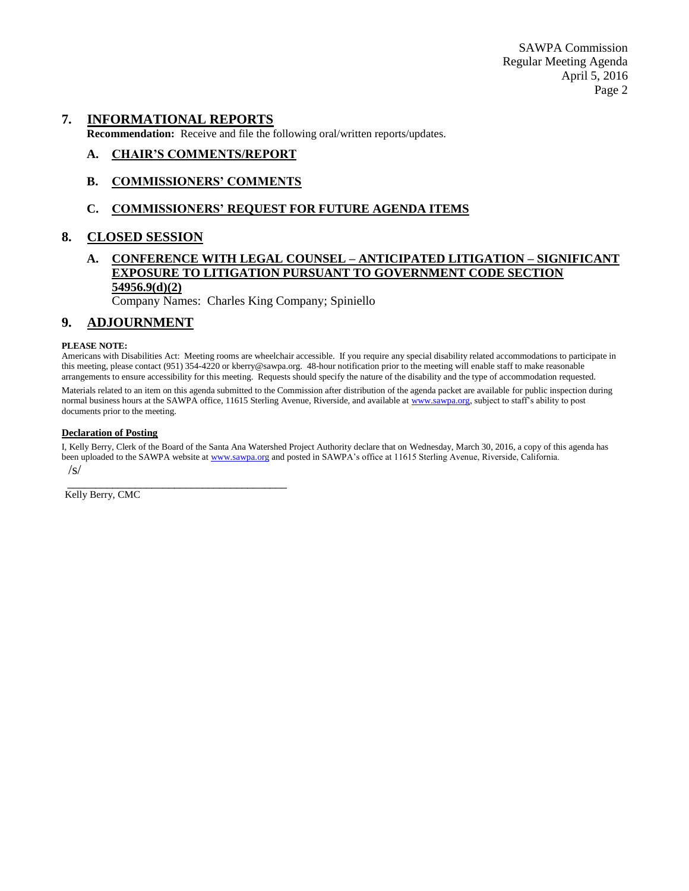## 7. INFORMATIONAL REPORTS

**Recommendation:** Receive and file the following oral/written reports/updates.

### A. CHAIR'S COMMENTS/REPORT

### B. COMMISSIONERS' COMMENTS

### C. COMMISSIONERS' REQUEST FOR FUTURE AGENDA ITEMS

## 8. CLOSED SESSION

### A. CONFERENCE WITH LEGAL COUNSEL – ANTICIPATED LITIGATION – SIGNIFICANT EXPOSURE TO LITIGATION PURSUANT TO GOVERNMENT CODE SECTION 54956.9(d)(2)

Company Names: Charles King Company; Spiniello

## 9. ADJOURNMENT

**PLEASE NOTE:**

Americans with Disabilities Act: Meeting rooms are wheelchair accessible. If you require any special disability related accommodations to participate in this meeting, please contact (951) 354-4220 or kberry@sawpa.org. 48-hour notification prior to the meeting will enable staff to make reasonable arrangements to ensure accessibility for this meeting. Requests should specify the nature of the disability and the type of accommodation requested.

Materials related to an item on this agenda submitted to the Commission after distribution of the agenda packet are available for public inspection during normal business hours at the SAWPA office, 11615 Sterling Avenue, Riverside, and available at www.sawpa.org, subject to staff's ability to post documents prior to the meeting.

**Declaration of Posting**

I, Kelly Berry, Clerk of the Board of the Santa Ana Watershed Project Authority declare that on Wednesday, March 30, 2016, a copy of this agenda has been uploaded to the SAWPA website at www.sawpa.org and posted in SAWPA's office at 11615 Sterling Avenue, Riverside, California.

/s/

___________________________________________

Kelly Berry, CMC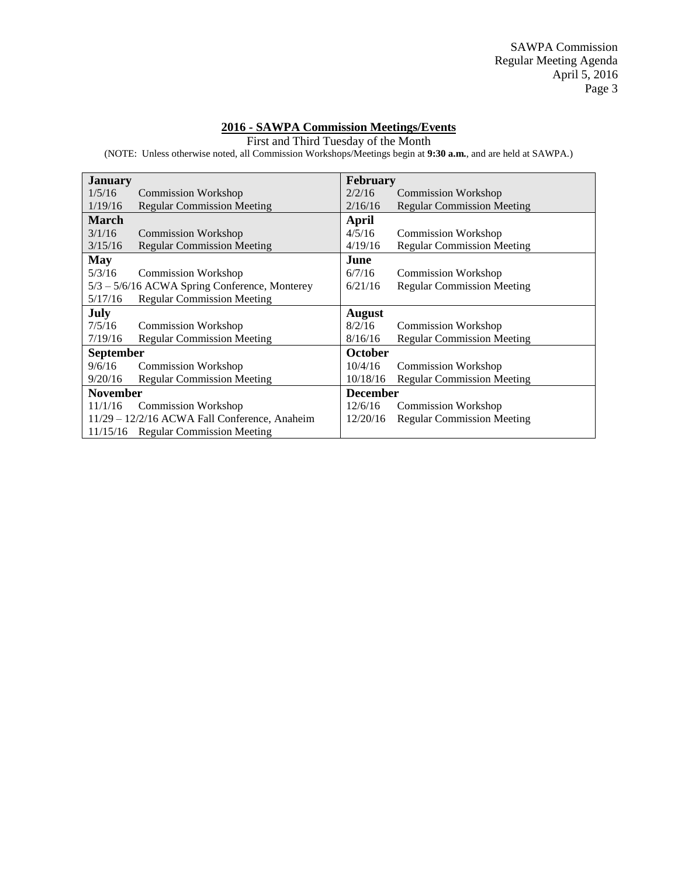## 2016 - SAWPA Commission Meetings/Events

First and Third Tuesday of the Month

(NOTE: Unless otherwise noted, all Commission Workshops/Meetings begin at **9:30 a.m.**, and are held at SAWPA.)

| | |
|---|---|
| **January** | **February** |
| 1/5/16 Commission Workshop | 2/2/16 Commission Workshop |
| 1/19/16 Regular Commission Meeting | 2/16/16 Regular Commission Meeting |
| **March** | **April** |
| 3/1/16 Commission Workshop | 4/5/16 Commission Workshop |
| 3/15/16 Regular Commission Meeting | 4/19/16 Regular Commission Meeting |
| **May** | **June** |
| 5/3/16 Commission Workshop | 6/7/16 Commission Workshop |
| 5/3 – 5/6/16 ACWA Spring Conference, Monterey | 6/21/16 Regular Commission Meeting |
| 5/17/16 Regular Commission Meeting | |
| **July** | **August** |
| 7/5/16 Commission Workshop | 8/2/16 Commission Workshop |
| 7/19/16 Regular Commission Meeting | 8/16/16 Regular Commission Meeting |
| **September** | **October** |
| 9/6/16 Commission Workshop | 10/4/16 Commission Workshop |
| 9/20/16 Regular Commission Meeting | 10/18/16 Regular Commission Meeting |
| **November** | **December** |
| 11/1/16 Commission Workshop | 12/6/16 Commission Workshop |
| 11/29 – 12/2/16 ACWA Fall Conference, Anaheim | 12/20/16 Regular Commission Meeting |
| 11/15/16 Regular Commission Meeting | |